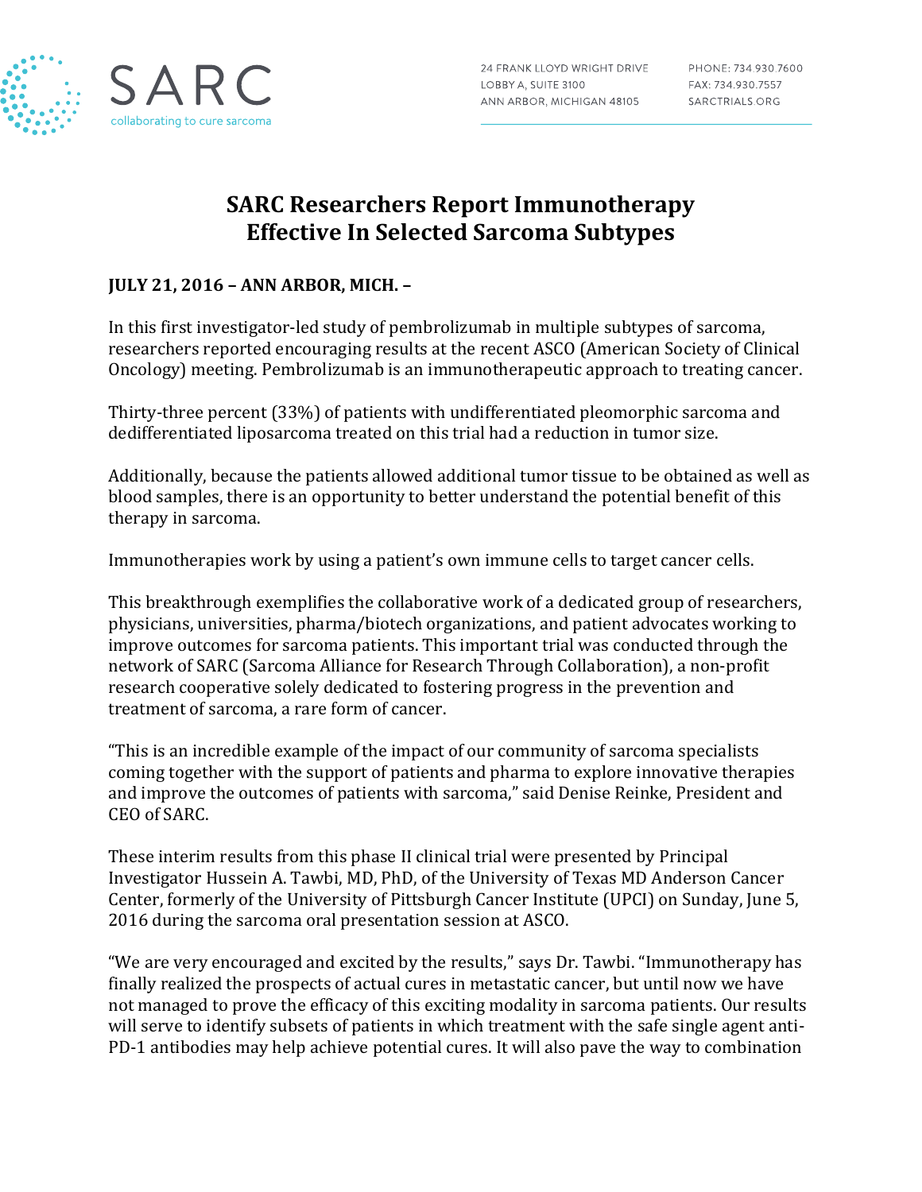SARC

collaborating to cure sarcoma

24 FRANK LLOYD WRIGHT DRIVE
LOBBY A, SUITE 3100
ANN ARBOR, MICHIGAN 48105

PHONE: 734.930.7600
FAX: 734.930.7557
SARCTRIALS.ORG

# SARC Researchers Report Immunotherapy Effective In Selected Sarcoma Subtypes

**JULY 21, 2016 – ANN ARBOR, MICH. –**

In this first investigator-led study of pembrolizumab in multiple subtypes of sarcoma, researchers reported encouraging results at the recent ASCO (American Society of Clinical Oncology) meeting. Pembrolizumab is an immunotherapeutic approach to treating cancer.

Thirty-three percent (33%) of patients with undifferentiated pleomorphic sarcoma and dedifferentiated liposarcoma treated on this trial had a reduction in tumor size.

Additionally, because the patients allowed additional tumor tissue to be obtained as well as blood samples, there is an opportunity to better understand the potential benefit of this therapy in sarcoma.

Immunotherapies work by using a patient's own immune cells to target cancer cells.

This breakthrough exemplifies the collaborative work of a dedicated group of researchers, physicians, universities, pharma/biotech organizations, and patient advocates working to improve outcomes for sarcoma patients. This important trial was conducted through the network of SARC (Sarcoma Alliance for Research Through Collaboration), a non-profit research cooperative solely dedicated to fostering progress in the prevention and treatment of sarcoma, a rare form of cancer.

"This is an incredible example of the impact of our community of sarcoma specialists coming together with the support of patients and pharma to explore innovative therapies and improve the outcomes of patients with sarcoma," said Denise Reinke, President and CEO of SARC.

These interim results from this phase II clinical trial were presented by Principal Investigator Hussein A. Tawbi, MD, PhD, of the University of Texas MD Anderson Cancer Center, formerly of the University of Pittsburgh Cancer Institute (UPCI) on Sunday, June 5, 2016 during the sarcoma oral presentation session at ASCO.

"We are very encouraged and excited by the results," says Dr. Tawbi. "Immunotherapy has finally realized the prospects of actual cures in metastatic cancer, but until now we have not managed to prove the efficacy of this exciting modality in sarcoma patients. Our results will serve to identify subsets of patients in which treatment with the safe single agent anti-PD-1 antibodies may help achieve potential cures. It will also pave the way to combination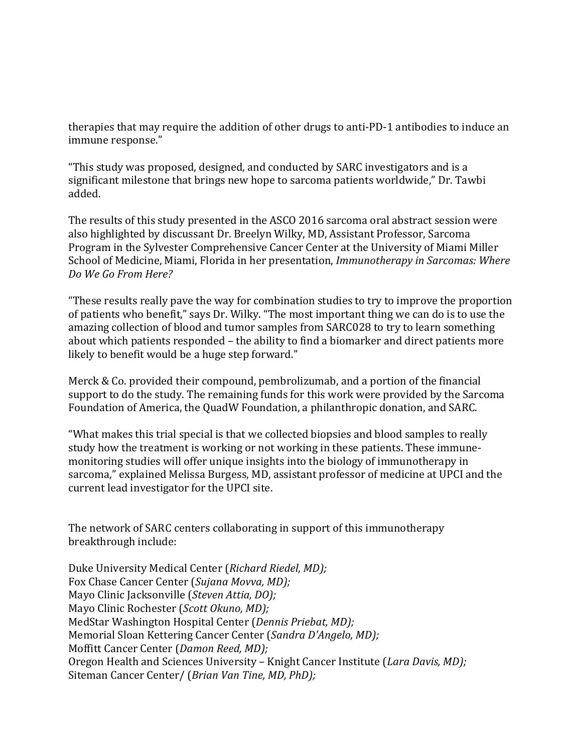therapies that may require the addition of other drugs to anti-PD-1 antibodies to induce an immune response."

"This study was proposed, designed, and conducted by SARC investigators and is a significant milestone that brings new hope to sarcoma patients worldwide," Dr. Tawbi added.

The results of this study presented in the ASCO 2016 sarcoma oral abstract session were also highlighted by discussant Dr. Breelyn Wilky, MD, Assistant Professor, Sarcoma Program in the Sylvester Comprehensive Cancer Center at the University of Miami Miller School of Medicine, Miami, Florida in her presentation, *Immunotherapy in Sarcomas: Where Do We Go From Here?*

"These results really pave the way for combination studies to try to improve the proportion of patients who benefit," says Dr. Wilky. "The most important thing we can do is to use the amazing collection of blood and tumor samples from SARC028 to try to learn something about which patients responded – the ability to find a biomarker and direct patients more likely to benefit would be a huge step forward."

Merck & Co. provided their compound, pembrolizumab, and a portion of the financial support to do the study. The remaining funds for this work were provided by the Sarcoma Foundation of America, the QuadW Foundation, a philanthropic donation, and SARC.

"What makes this trial special is that we collected biopsies and blood samples to really study how the treatment is working or not working in these patients. These immune-monitoring studies will offer unique insights into the biology of immunotherapy in sarcoma," explained Melissa Burgess, MD, assistant professor of medicine at UPCI and the current lead investigator for the UPCI site.

The network of SARC centers collaborating in support of this immunotherapy breakthrough include:

Duke University Medical Center (*Richard Riedel, MD);*
Fox Chase Cancer Center (*Sujana Movva, MD);*
Mayo Clinic Jacksonville (*Steven Attia, DO);*
Mayo Clinic Rochester (*Scott Okuno, MD);*
MedStar Washington Hospital Center (*Dennis Priebat, MD);*
Memorial Sloan Kettering Cancer Center (*Sandra D'Angelo, MD);*
Moffitt Cancer Center (*Damon Reed, MD);*
Oregon Health and Sciences University – Knight Cancer Institute (*Lara Davis, MD);*
Siteman Cancer Center/ (*Brian Van Tine, MD, PhD);*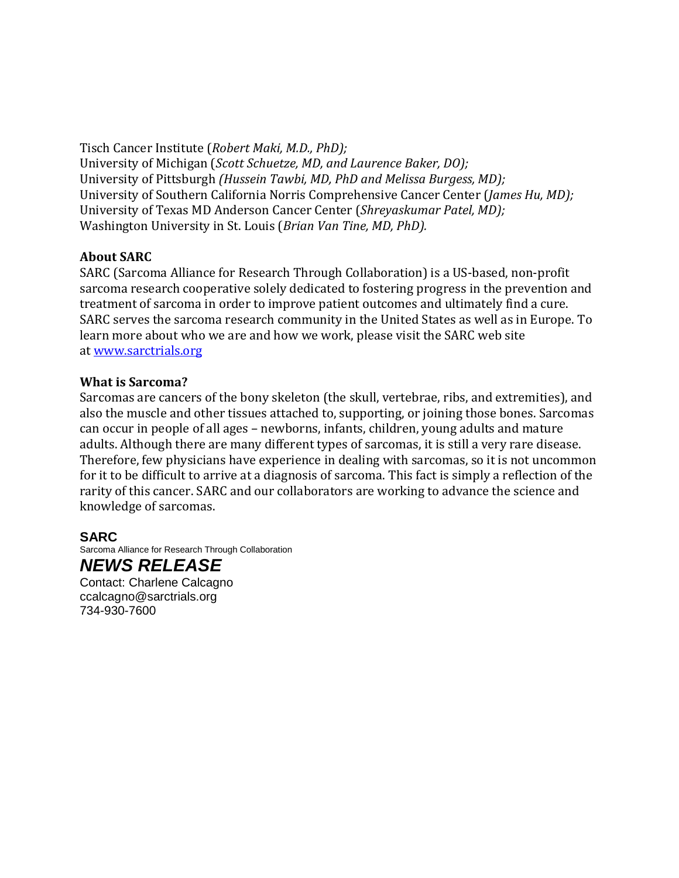Tisch Cancer Institute (*Robert Maki, M.D., PhD);*
University of Michigan (*Scott Schuetze, MD, and Laurence Baker, DO);*
University of Pittsburgh *(Hussein Tawbi, MD, PhD and Melissa Burgess, MD);*
University of Southern California Norris Comprehensive Cancer Center (*James Hu, MD);*
University of Texas MD Anderson Cancer Center (*Shreyaskumar Patel, MD);*
Washington University in St. Louis (*Brian Van Tine, MD, PhD).*

**About SARC**

SARC (Sarcoma Alliance for Research Through Collaboration) is a US-based, non-profit sarcoma research cooperative solely dedicated to fostering progress in the prevention and treatment of sarcoma in order to improve patient outcomes and ultimately find a cure. SARC serves the sarcoma research community in the United States as well as in Europe. To learn more about who we are and how we work, please visit the SARC web site at [www.sarctrials.org](http://www.sarctrials.org)

**What is Sarcoma?**

Sarcomas are cancers of the bony skeleton (the skull, vertebrae, ribs, and extremities), and also the muscle and other tissues attached to, supporting, or joining those bones. Sarcomas can occur in people of all ages – newborns, infants, children, young adults and mature adults. Although there are many different types of sarcomas, it is still a very rare disease. Therefore, few physicians have experience in dealing with sarcomas, so it is not uncommon for it to be difficult to arrive at a diagnosis of sarcoma. This fact is simply a reflection of the rarity of this cancer. SARC and our collaborators are working to advance the science and knowledge of sarcomas.

**SARC**
Sarcoma Alliance for Research Through Collaboration

***NEWS RELEASE***

Contact: Charlene Calcagno
ccalcagno@sarctrials.org
734-930-7600